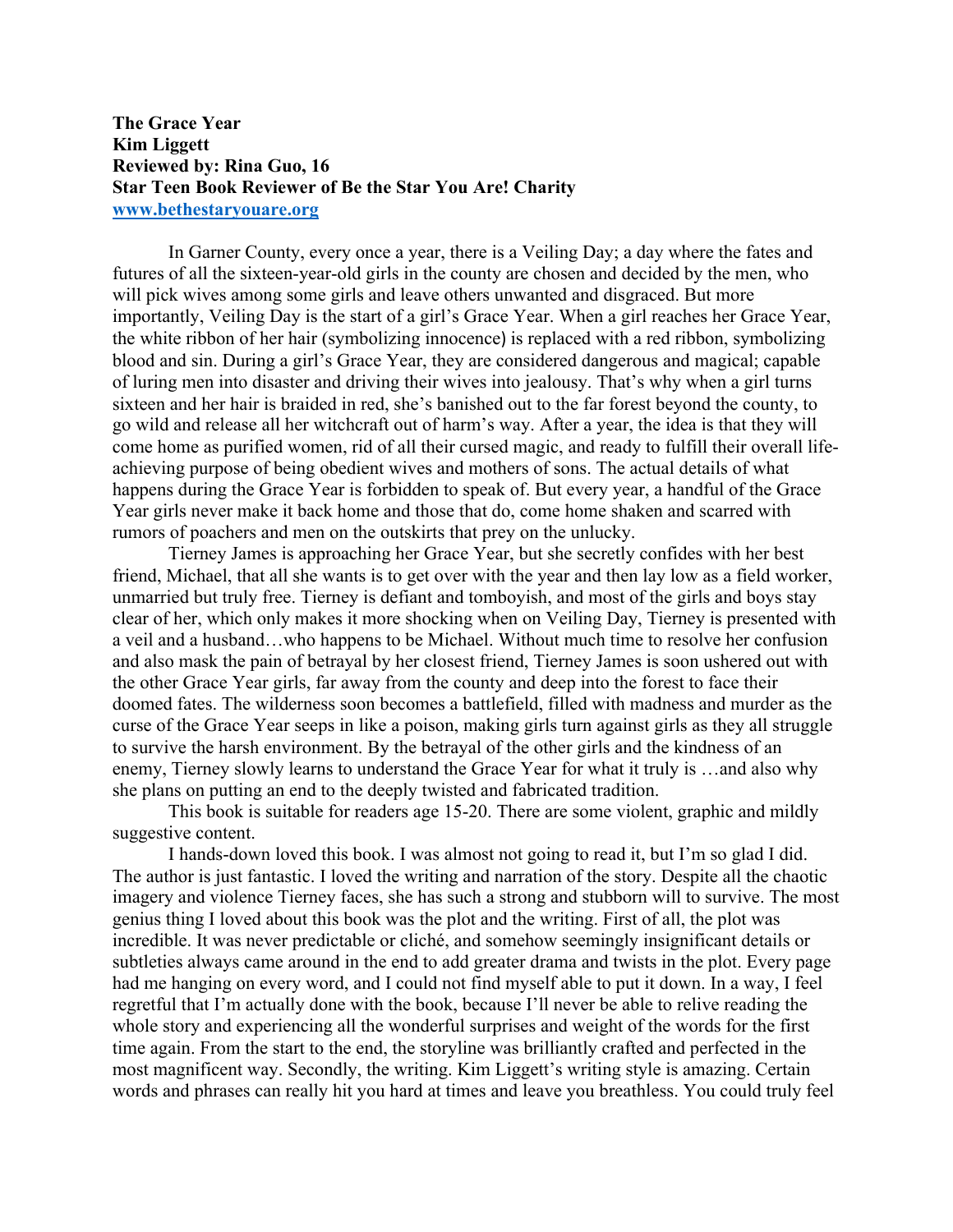**The Grace Year**
**Kim Liggett**
**Reviewed by: Rina Guo, 16**
**Star Teen Book Reviewer of Be the Star You Are! Charity**
**[www.bethestaryouare.org](http://www.bethestaryouare.org)**

In Garner County, every once a year, there is a Veiling Day; a day where the fates and futures of all the sixteen-year-old girls in the county are chosen and decided by the men, who will pick wives among some girls and leave others unwanted and disgraced. But more importantly, Veiling Day is the start of a girl's Grace Year. When a girl reaches her Grace Year, the white ribbon of her hair (symbolizing innocence) is replaced with a red ribbon, symbolizing blood and sin. During a girl's Grace Year, they are considered dangerous and magical; capable of luring men into disaster and driving their wives into jealousy. That's why when a girl turns sixteen and her hair is braided in red, she's banished out to the far forest beyond the county, to go wild and release all her witchcraft out of harm's way. After a year, the idea is that they will come home as purified women, rid of all their cursed magic, and ready to fulfill their overall life-achieving purpose of being obedient wives and mothers of sons. The actual details of what happens during the Grace Year is forbidden to speak of. But every year, a handful of the Grace Year girls never make it back home and those that do, come home shaken and scarred with rumors of poachers and men on the outskirts that prey on the unlucky.

Tierney James is approaching her Grace Year, but she secretly confides with her best friend, Michael, that all she wants is to get over with the year and then lay low as a field worker, unmarried but truly free. Tierney is defiant and tomboyish, and most of the girls and boys stay clear of her, which only makes it more shocking when on Veiling Day, Tierney is presented with a veil and a husband…who happens to be Michael. Without much time to resolve her confusion and also mask the pain of betrayal by her closest friend, Tierney James is soon ushered out with the other Grace Year girls, far away from the county and deep into the forest to face their doomed fates. The wilderness soon becomes a battlefield, filled with madness and murder as the curse of the Grace Year seeps in like a poison, making girls turn against girls as they all struggle to survive the harsh environment. By the betrayal of the other girls and the kindness of an enemy, Tierney slowly learns to understand the Grace Year for what it truly is …and also why she plans on putting an end to the deeply twisted and fabricated tradition.

This book is suitable for readers age 15-20. There are some violent, graphic and mildly suggestive content.

I hands-down loved this book. I was almost not going to read it, but I'm so glad I did. The author is just fantastic. I loved the writing and narration of the story. Despite all the chaotic imagery and violence Tierney faces, she has such a strong and stubborn will to survive. The most genius thing I loved about this book was the plot and the writing. First of all, the plot was incredible. It was never predictable or cliché, and somehow seemingly insignificant details or subtleties always came around in the end to add greater drama and twists in the plot. Every page had me hanging on every word, and I could not find myself able to put it down. In a way, I feel regretful that I'm actually done with the book, because I'll never be able to relive reading the whole story and experiencing all the wonderful surprises and weight of the words for the first time again. From the start to the end, the storyline was brilliantly crafted and perfected in the most magnificent way. Secondly, the writing. Kim Liggett's writing style is amazing. Certain words and phrases can really hit you hard at times and leave you breathless. You could truly feel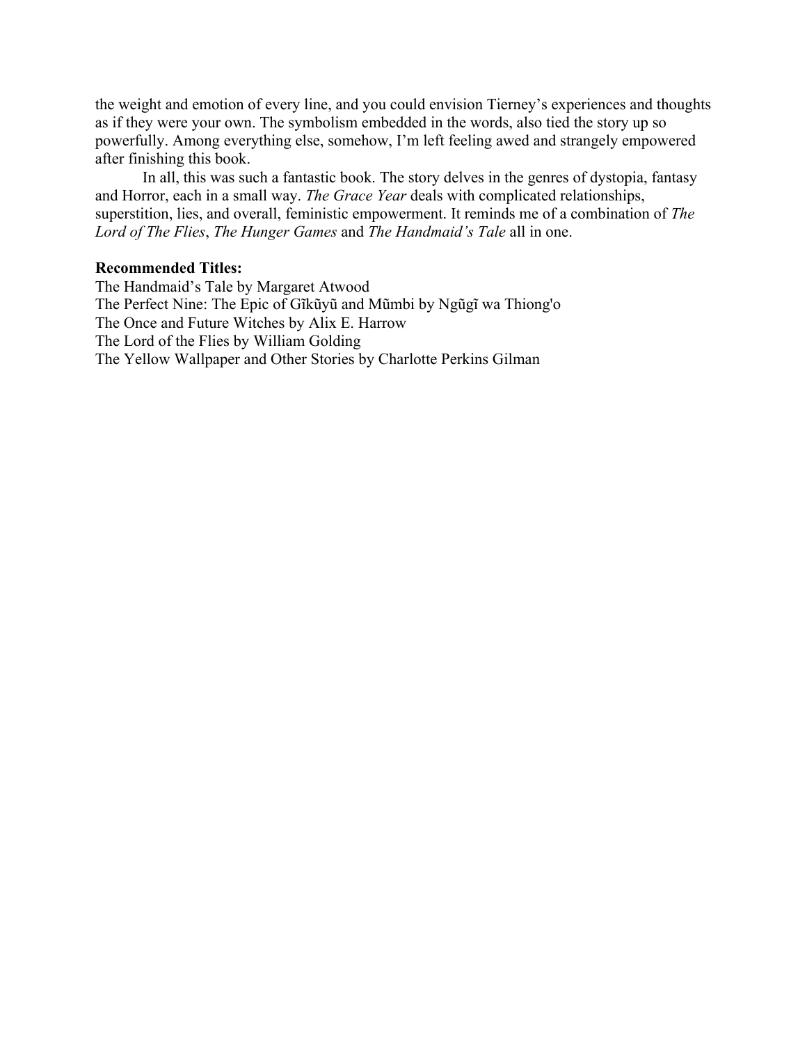the weight and emotion of every line, and you could envision Tierney's experiences and thoughts as if they were your own. The symbolism embedded in the words, also tied the story up so powerfully. Among everything else, somehow, I'm left feeling awed and strangely empowered after finishing this book.

In all, this was such a fantastic book. The story delves in the genres of dystopia, fantasy and Horror, each in a small way. *The Grace Year* deals with complicated relationships, superstition, lies, and overall, feministic empowerment. It reminds me of a combination of *The Lord of The Flies*, *The Hunger Games* and *The Handmaid's Tale* all in one.

**Recommended Titles:**

The Handmaid's Tale by Margaret Atwood
The Perfect Nine: The Epic of Gĩkũyũ and Mũmbi by Ngũgĩ wa Thiong'o
The Once and Future Witches by Alix E. Harrow
The Lord of the Flies by William Golding
The Yellow Wallpaper and Other Stories by Charlotte Perkins Gilman